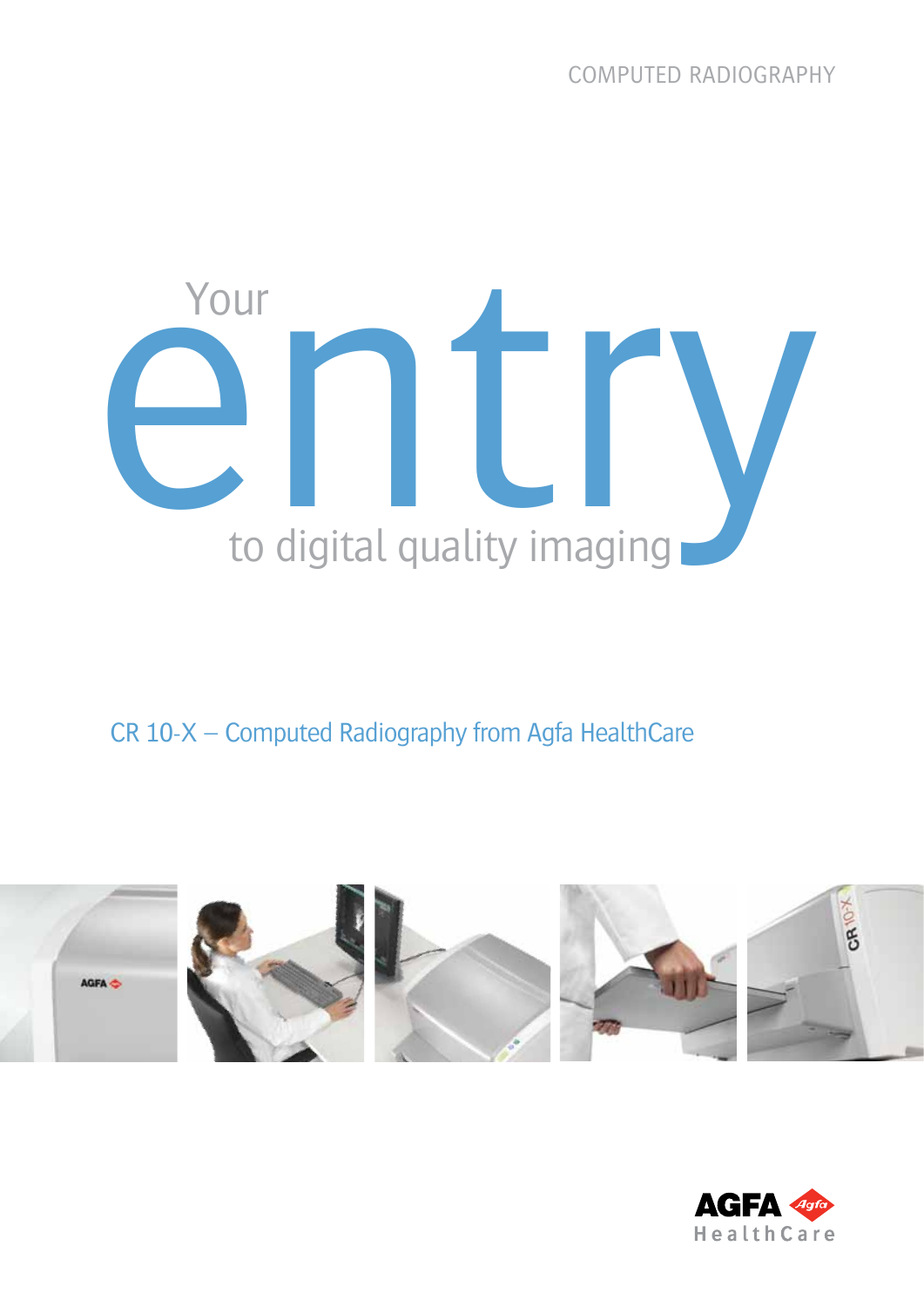COMPUTED RADIOGRAPHY

# Your entry to digital quality imaging

## CR 10-X – Computed Radiography from Agfa HealthCare

AGFA HealthCare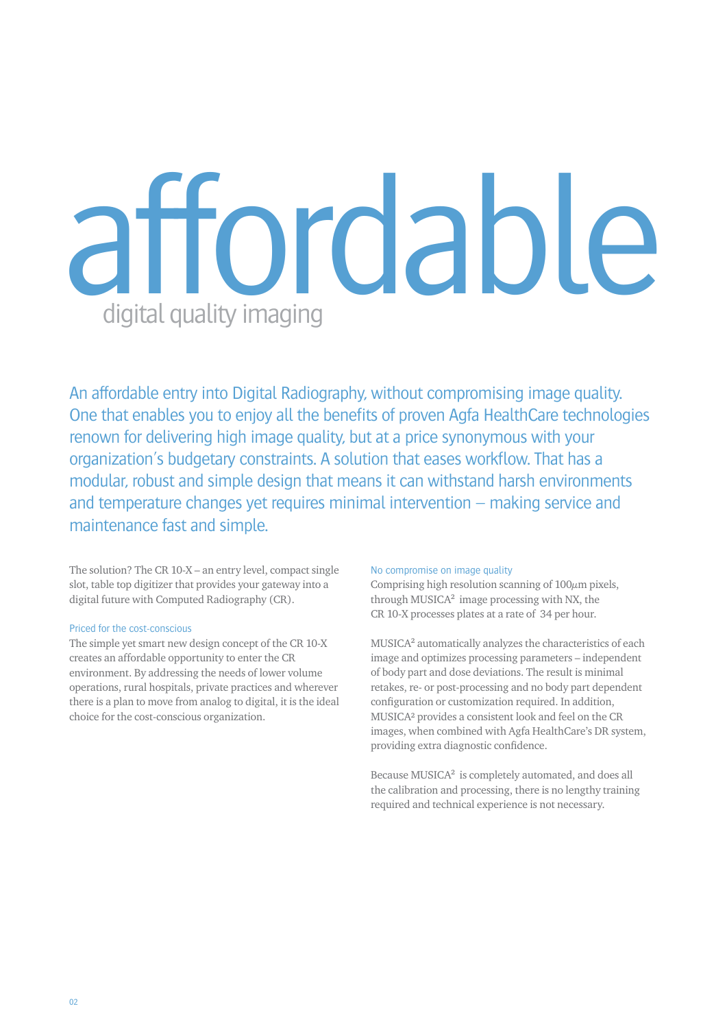# affordable

## digital quality imaging

An affordable entry into Digital Radiography, without compromising image quality. One that enables you to enjoy all the benefits of proven Agfa HealthCare technologies renown for delivering high image quality, but at a price synonymous with your organization's budgetary constraints. A solution that eases workflow. That has a modular, robust and simple design that means it can withstand harsh environments and temperature changes yet requires minimal intervention – making service and maintenance fast and simple.

The solution? The CR 10-X – an entry level, compact single slot, table top digitizer that provides your gateway into a digital future with Computed Radiography (CR).

### Priced for the cost-conscious

The simple yet smart new design concept of the CR 10-X creates an affordable opportunity to enter the CR environment. By addressing the needs of lower volume operations, rural hospitals, private practices and wherever there is a plan to move from analog to digital, it is the ideal choice for the cost-conscious organization.

### No compromise on image quality

Comprising high resolution scanning of 100μm pixels, through MUSICA² image processing with NX, the CR 10-X processes plates at a rate of 34 per hour.

MUSICA² automatically analyzes the characteristics of each image and optimizes processing parameters – independent of body part and dose deviations. The result is minimal retakes, re- or post-processing and no body part dependent configuration or customization required. In addition, MUSICA² provides a consistent look and feel on the CR images, when combined with Agfa HealthCare's DR system, providing extra diagnostic confidence.

Because MUSICA² is completely automated, and does all the calibration and processing, there is no lengthy training required and technical experience is not necessary.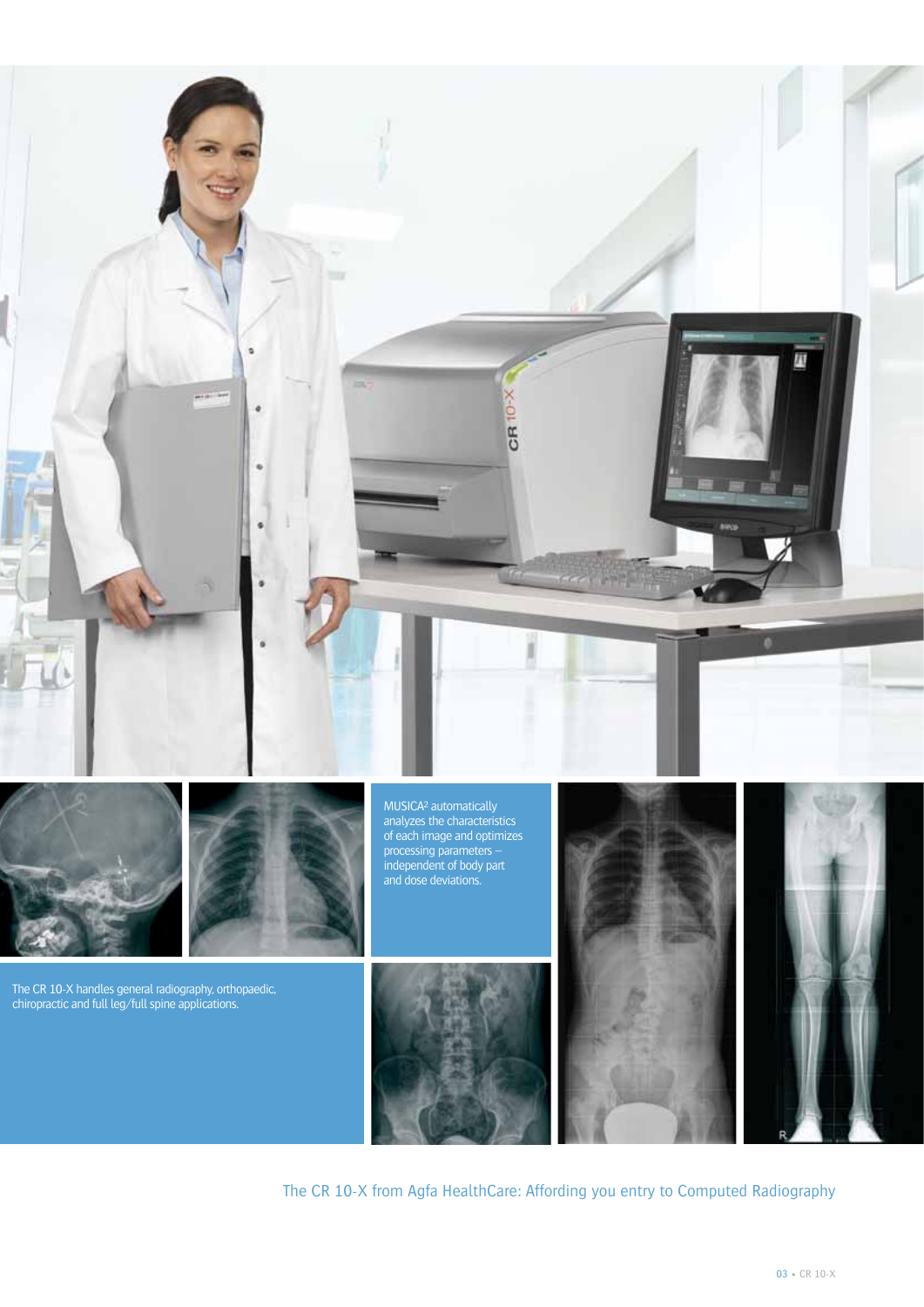MUSICA² automatically analyzes the characteristics of each image and optimizes processing parameters – independent of body part and dose deviations.

The CR 10-X handles general radiography, orthopaedic, chiropractic and full leg/full spine applications.

The CR 10-X from Agfa HealthCare: Affording you entry to Computed Radiography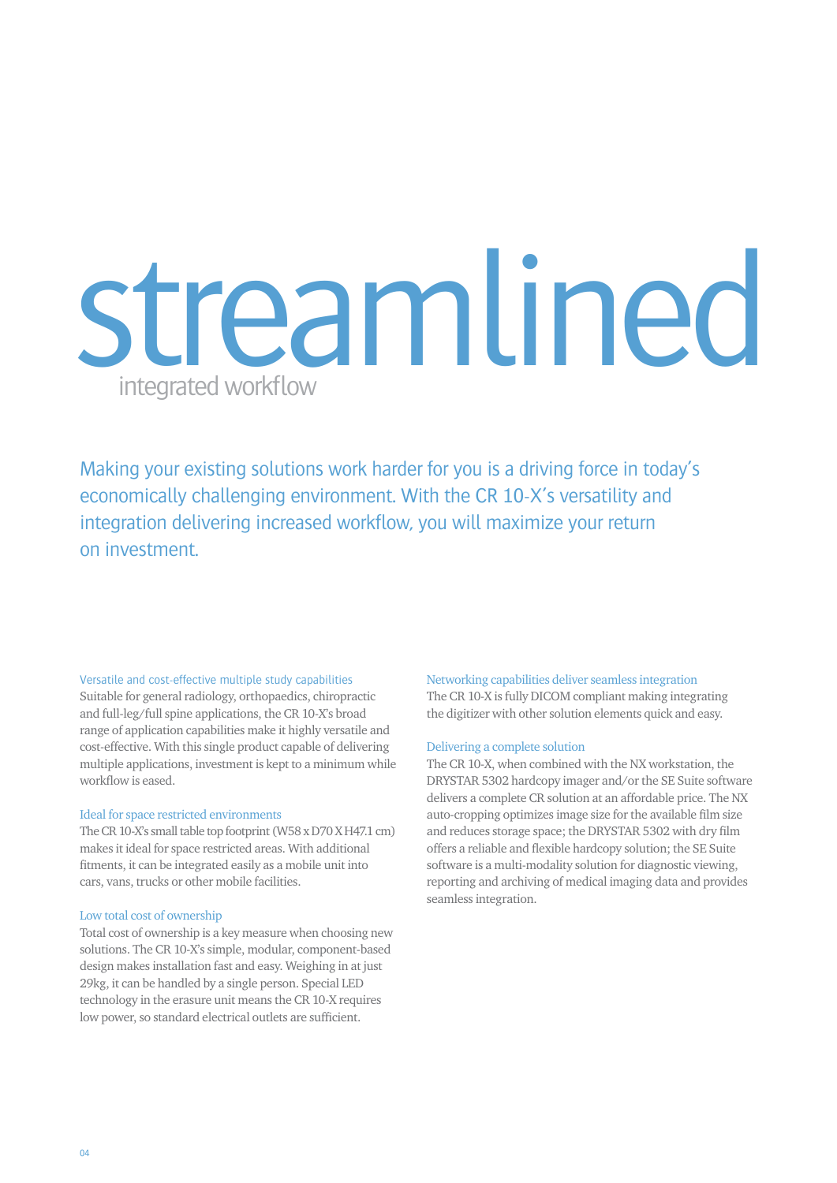# streamlined

## integrated workflow

Making your existing solutions work harder for you is a driving force in today's economically challenging environment. With the CR 10-X's versatility and integration delivering increased workflow, you will maximize your return on investment.

### Versatile and cost-effective multiple study capabilities

Suitable for general radiology, orthopaedics, chiropractic and full-leg/full spine applications, the CR 10-X's broad range of application capabilities make it highly versatile and cost-effective. With this single product capable of delivering multiple applications, investment is kept to a minimum while workflow is eased.

### Ideal for space restricted environments

The CR 10-X's small table top footprint (W58 x D70 X H47.1 cm) makes it ideal for space restricted areas. With additional fitments, it can be integrated easily as a mobile unit into cars, vans, trucks or other mobile facilities.

### Low total cost of ownership

Total cost of ownership is a key measure when choosing new solutions. The CR 10-X's simple, modular, component-based design makes installation fast and easy. Weighing in at just 29kg, it can be handled by a single person. Special LED technology in the erasure unit means the CR 10-X requires low power, so standard electrical outlets are sufficient.

### Networking capabilities deliver seamless integration

The CR 10-X is fully DICOM compliant making integrating the digitizer with other solution elements quick and easy.

### Delivering a complete solution

The CR 10-X, when combined with the NX workstation, the DRYSTAR 5302 hardcopy imager and/or the SE Suite software delivers a complete CR solution at an affordable price. The NX auto-cropping optimizes image size for the available film size and reduces storage space; the DRYSTAR 5302 with dry film offers a reliable and flexible hardcopy solution; the SE Suite software is a multi-modality solution for diagnostic viewing, reporting and archiving of medical imaging data and provides seamless integration.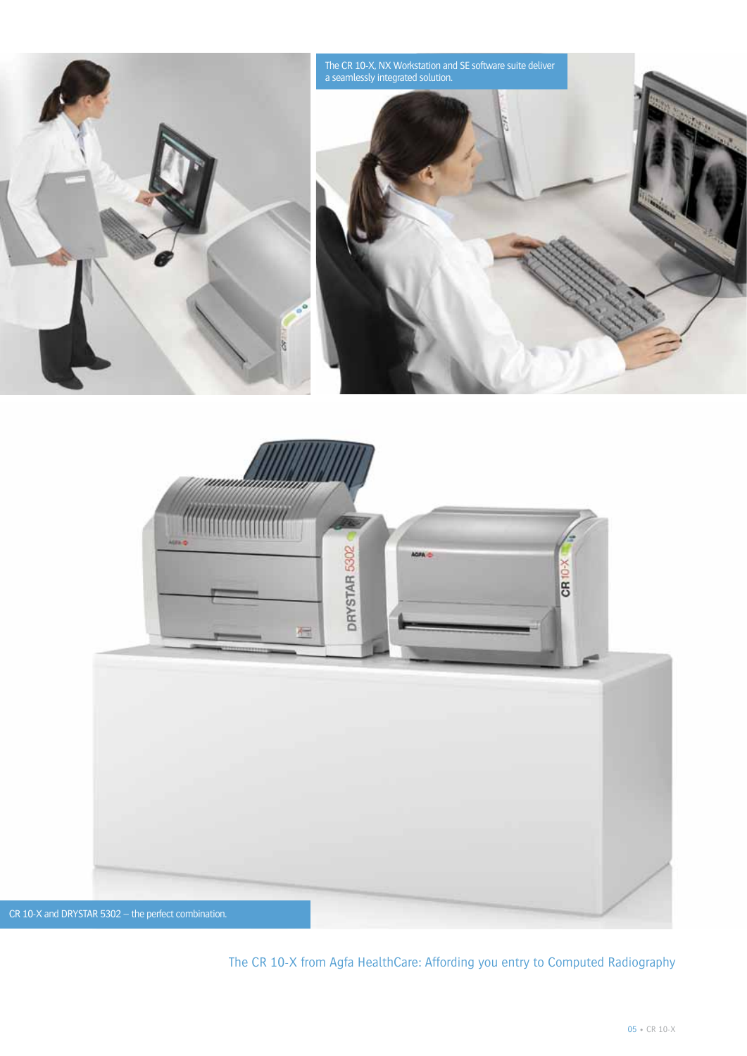The CR 10-X, NX Workstation and SE software suite deliver a seamlessly integrated solution.

CR 10-X and DRYSTAR 5302 – the perfect combination.

The CR 10-X from Agfa HealthCare: Affording you entry to Computed Radiography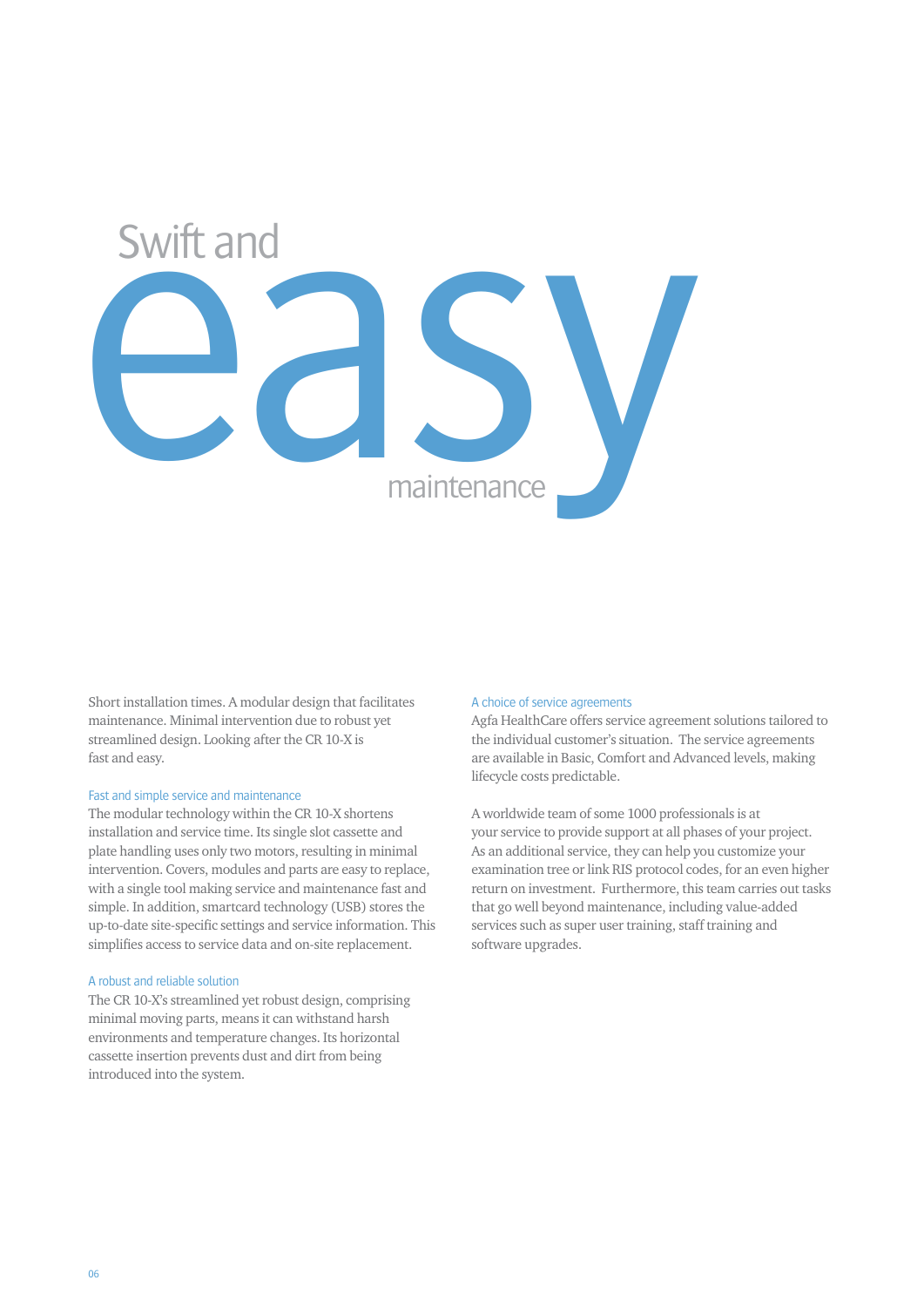# Swift and easy maintenance

Short installation times. A modular design that facilitates maintenance. Minimal intervention due to robust yet streamlined design. Looking after the CR 10-X is fast and easy.

### Fast and simple service and maintenance

The modular technology within the CR 10-X shortens installation and service time. Its single slot cassette and plate handling uses only two motors, resulting in minimal intervention. Covers, modules and parts are easy to replace, with a single tool making service and maintenance fast and simple. In addition, smartcard technology (USB) stores the up-to-date site-specific settings and service information. This simplifies access to service data and on-site replacement.

### A robust and reliable solution

The CR 10-X's streamlined yet robust design, comprising minimal moving parts, means it can withstand harsh environments and temperature changes. Its horizontal cassette insertion prevents dust and dirt from being introduced into the system.

### A choice of service agreements

Agfa HealthCare offers service agreement solutions tailored to the individual customer's situation. The service agreements are available in Basic, Comfort and Advanced levels, making lifecycle costs predictable.

A worldwide team of some 1000 professionals is at your service to provide support at all phases of your project. As an additional service, they can help you customize your examination tree or link RIS protocol codes, for an even higher return on investment. Furthermore, this team carries out tasks that go well beyond maintenance, including value-added services such as super user training, staff training and software upgrades.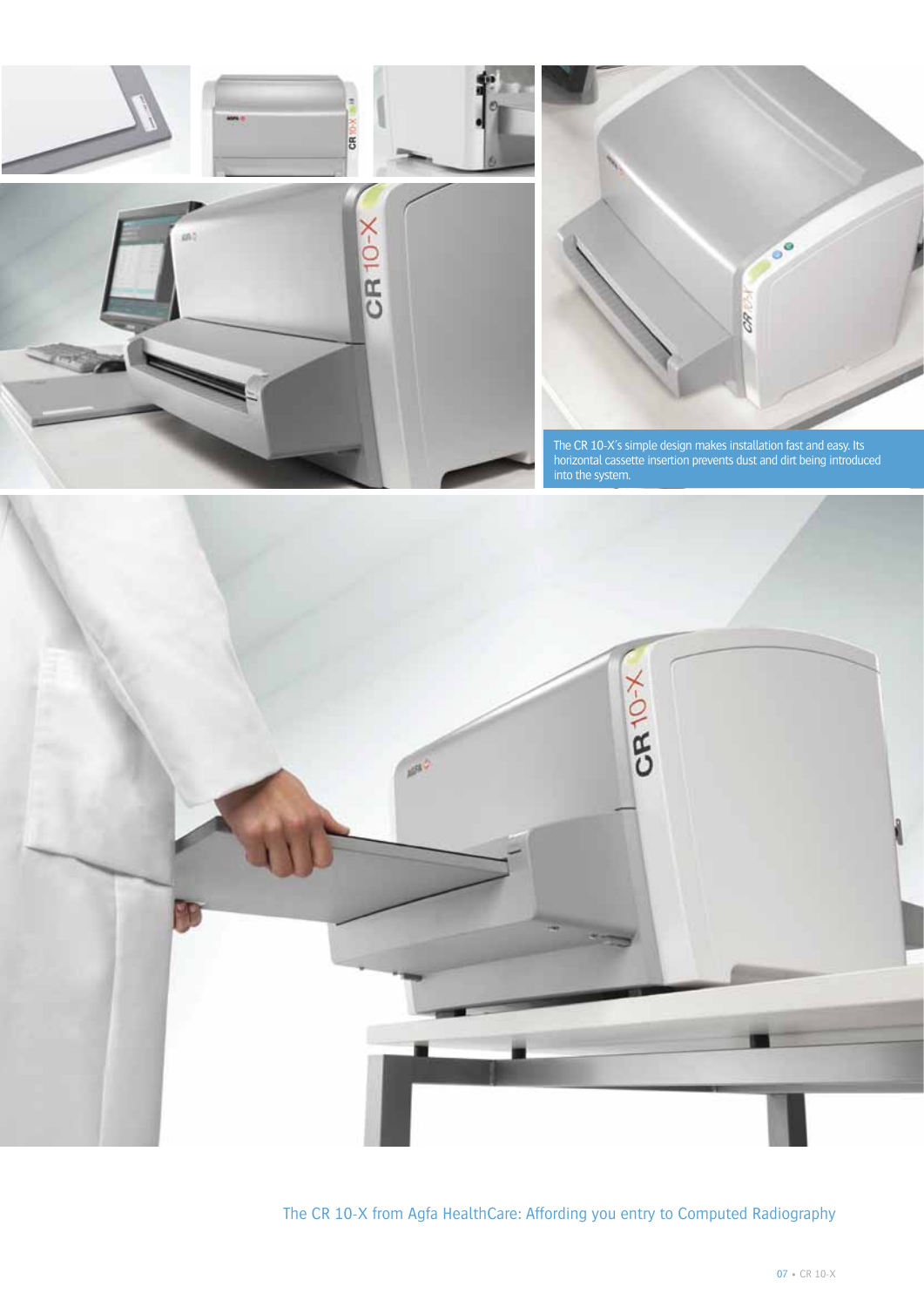The CR 10-X's simple design makes installation fast and easy. Its horizontal cassette insertion prevents dust and dirt being introduced into the system.

The CR 10-X from Agfa HealthCare: Affording you entry to Computed Radiography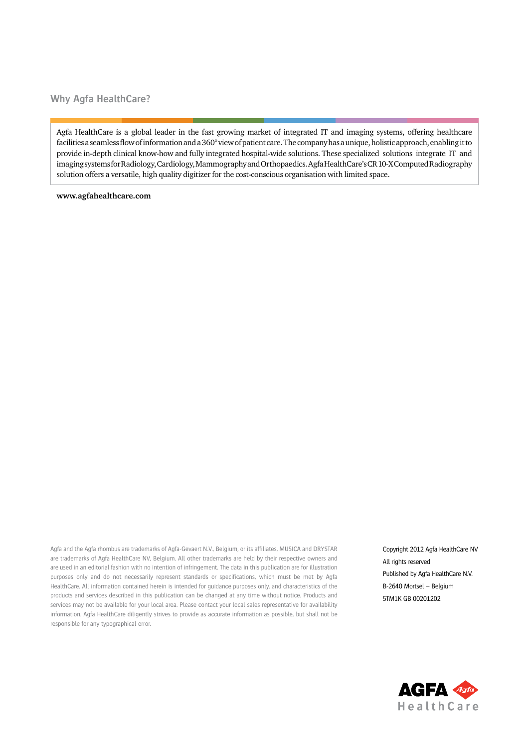## Why Agfa HealthCare?

Agfa HealthCare is a global leader in the fast growing market of integrated IT and imaging systems, offering healthcare facilities a seamless flow of information and a 360° view of patient care. The company has a unique, holistic approach, enabling it to provide in-depth clinical know-how and fully integrated hospital-wide solutions. These specialized solutions integrate IT and imaging systems for Radiology, Cardiology, Mammography and Orthopaedics. Agfa HealthCare's CR 10-X Computed Radiography solution offers a versatile, high quality digitizer for the cost-conscious organisation with limited space.

**www.agfahealthcare.com**

Agfa and the Agfa rhombus are trademarks of Agfa-Gevaert N.V., Belgium, or its affiliates, MUSICA and DRYSTAR are trademarks of Agfa HealthCare NV, Belgium. All other trademarks are held by their respective owners and are used in an editorial fashion with no intention of infringement. The data in this publication are for illustration purposes only and do not necessarily represent standards or specifications, which must be met by Agfa HealthCare. All information contained herein is intended for guidance purposes only, and characteristics of the products and services described in this publication can be changed at any time without notice. Products and services may not be available for your local area. Please contact your local sales representative for availability information. Agfa HealthCare diligently strives to provide as accurate information as possible, but shall not be responsible for any typographical error.

Copyright 2012 Agfa HealthCare NV
All rights reserved
Published by Agfa HealthCare N.V.
B-2640 Mortsel – Belgium
5TM1K GB 00201202

AGFA HealthCare